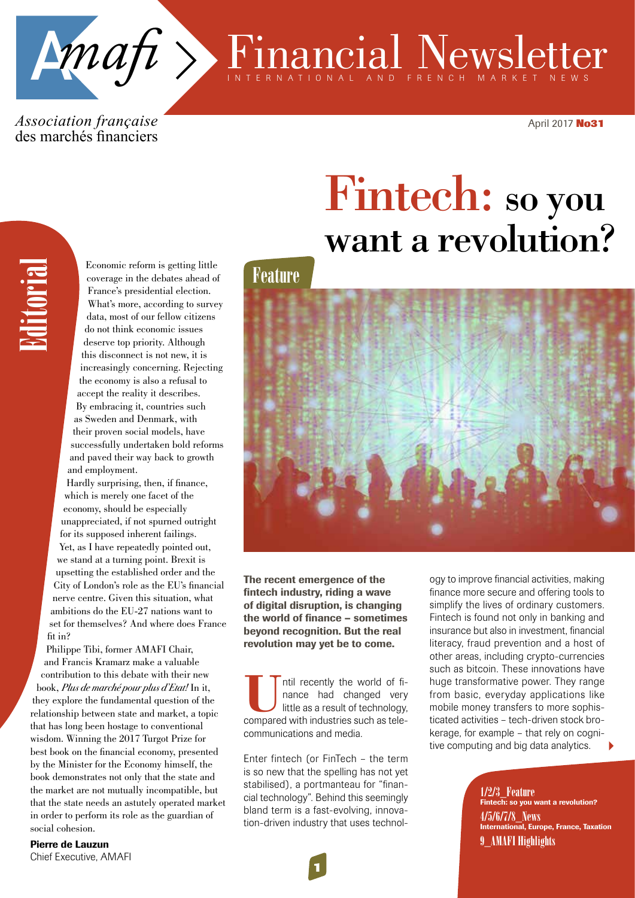# Amafi > Financial Newsletter

INTERNATIONAL AND FRENCH MARKET NEWS

*Association française* des marchés financiers

April 2017 **No31**

## Editorial

Economic reform is getting little coverage in the debates ahead of France's presidential election. What's more, according to survey data, most of our fellow citizens do not think economic issues deserve top priority. Although this disconnect is not new, it is increasingly concerning. Rejecting the economy is also a refusal to accept the reality it describes. By embracing it, countries such as Sweden and Denmark, with their proven social models, have successfully undertaken bold reforms and paved their way back to growth and employment.

Hardly surprising, then, if finance, which is merely one facet of the economy, should be especially unappreciated, if not spurned outright for its supposed inherent failings. Yet, as I have repeatedly pointed out, we stand at a turning point. Brexit is upsetting the established order and the City of London's role as the EU's financial nerve centre. Given this situation, what ambitions do the EU-27 nations want to set for themselves? And where does France fit in?

Philippe Tibi, former AMAFI Chair, and Francis Kramarz make a valuable contribution to this debate with their new book, *Plus de marché pour plus d'Etat!* In it, they explore the fundamental question of the relationship between state and market, a topic that has long been hostage to conventional wisdom. Winning the 2017 Turgot Prize for best book on the financial economy, presented by the Minister for the Economy himself, the book demonstrates not only that the state and the market are not mutually incompatible, but that the state needs an astutely operated market in order to perform its role as the guardian of social cohesion.

**Pierre de Lauzun**
Chief Executive, AMAFI

# Fintech: so you want a revolution?

## Feature

**The recent emergence of the fintech industry, riding a wave of digital disruption, is changing the world of finance – sometimes beyond recognition. But the real revolution may yet be to come.**

Until recently the world of finance had changed very little as a result of technology, compared with industries such as telecommunications and media.

Enter fintech (or FinTech – the term is so new that the spelling has not yet stabilised), a portmanteau for "financial technology". Behind this seemingly bland term is a fast-evolving, innovation-driven industry that uses technology to improve financial activities, making finance more secure and offering tools to simplify the lives of ordinary customers. Fintech is found not only in banking and insurance but also in investment, financial literacy, fraud prevention and a host of other areas, including crypto-currencies such as bitcoin. These innovations have huge transformative power. They range from basic, everyday applications like mobile money transfers to more sophisticated activities – tech-driven stock brokerage, for example – that rely on cognitive computing and big data analytics.

**1/2/3_Feature**
**Fintech: so you want a revolution?**
**4/5/6/7/8_News**
**International, Europe, France, Taxation**
**9_AMAFI Highlights**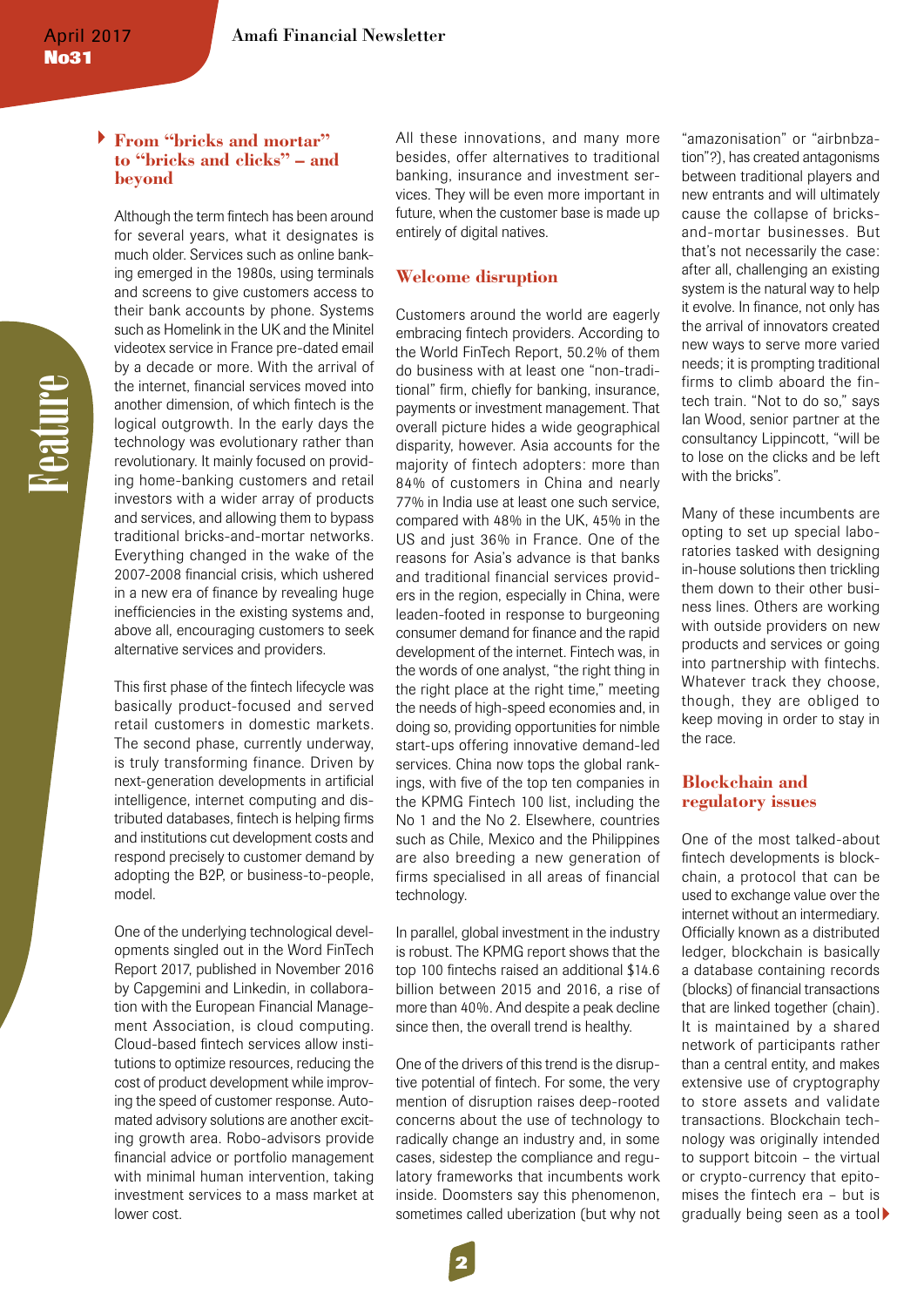## From "bricks and mortar" to "bricks and clicks" – and beyond

Although the term fintech has been around for several years, what it designates is much older. Services such as online banking emerged in the 1980s, using terminals and screens to give customers access to their bank accounts by phone. Systems such as Homelink in the UK and the Minitel videotex service in France pre-dated email by a decade or more. With the arrival of the internet, financial services moved into another dimension, of which fintech is the logical outgrowth. In the early days the technology was evolutionary rather than revolutionary. It mainly focused on providing home-banking customers and retail investors with a wider array of products and services, and allowing them to bypass traditional bricks-and-mortar networks. Everything changed in the wake of the 2007-2008 financial crisis, which ushered in a new era of finance by revealing huge inefficiencies in the existing systems and, above all, encouraging customers to seek alternative services and providers.

This first phase of the fintech lifecycle was basically product-focused and served retail customers in domestic markets. The second phase, currently underway, is truly transforming finance. Driven by next-generation developments in artificial intelligence, internet computing and distributed databases, fintech is helping firms and institutions cut development costs and respond precisely to customer demand by adopting the B2P, or business-to-people, model.

One of the underlying technological developments singled out in the Word FinTech Report 2017, published in November 2016 by Capgemini and Linkedin, in collaboration with the European Financial Management Association, is cloud computing. Cloud-based fintech services allow institutions to optimize resources, reducing the cost of product development while improving the speed of customer response. Automated advisory solutions are another exciting growth area. Robo-advisors provide financial advice or portfolio management with minimal human intervention, taking investment services to a mass market at lower cost.

All these innovations, and many more besides, offer alternatives to traditional banking, insurance and investment services. They will be even more important in future, when the customer base is made up entirely of digital natives.

## Welcome disruption

Customers around the world are eagerly embracing fintech providers. According to the World FinTech Report, 50.2% of them do business with at least one "non-traditional" firm, chiefly for banking, insurance, payments or investment management. That overall picture hides a wide geographical disparity, however. Asia accounts for the majority of fintech adopters: more than 84% of customers in China and nearly 77% in India use at least one such service, compared with 48% in the UK, 45% in the US and just 36% in France. One of the reasons for Asia's advance is that banks and traditional financial services providers in the region, especially in China, were leaden-footed in response to burgeoning consumer demand for finance and the rapid development of the internet. Fintech was, in the words of one analyst, "the right thing in the right place at the right time," meeting the needs of high-speed economies and, in doing so, providing opportunities for nimble start-ups offering innovative demand-led services. China now tops the global rankings, with five of the top ten companies in the KPMG Fintech 100 list, including the No 1 and the No 2. Elsewhere, countries such as Chile, Mexico and the Philippines are also breeding a new generation of firms specialised in all areas of financial technology.

In parallel, global investment in the industry is robust. The KPMG report shows that the top 100 fintechs raised an additional $14.6 billion between 2015 and 2016, a rise of more than 40%. And despite a peak decline since then, the overall trend is healthy.

One of the drivers of this trend is the disruptive potential of fintech. For some, the very mention of disruption raises deep-rooted concerns about the use of technology to radically change an industry and, in some cases, sidestep the compliance and regulatory frameworks that incumbents work inside. Doomsters say this phenomenon, sometimes called uberization (but why not "amazonisation" or "airbnbzation"?), has created antagonisms between traditional players and new entrants and will ultimately cause the collapse of bricks-and-mortar businesses. But that's not necessarily the case: after all, challenging an existing system is the natural way to help it evolve. In finance, not only has the arrival of innovators created new ways to serve more varied needs; it is prompting traditional firms to climb aboard the fintech train. "Not to do so," says Ian Wood, senior partner at the consultancy Lippincott, "will be to lose on the clicks and be left with the bricks".

Many of these incumbents are opting to set up special laboratories tasked with designing in-house solutions then trickling them down to their other business lines. Others are working with outside providers on new products and services or going into partnership with fintechs. Whatever track they choose, though, they are obliged to keep moving in order to stay in the race.

## Blockchain and regulatory issues

One of the most talked-about fintech developments is blockchain, a protocol that can be used to exchange value over the internet without an intermediary. Officially known as a distributed ledger, blockchain is basically a database containing records (blocks) of financial transactions that are linked together (chain). It is maintained by a shared network of participants rather than a central entity, and makes extensive use of cryptography to store assets and validate transactions. Blockchain technology was originally intended to support bitcoin – the virtual or crypto-currency that epitomises the fintech era – but is gradually being seen as a tool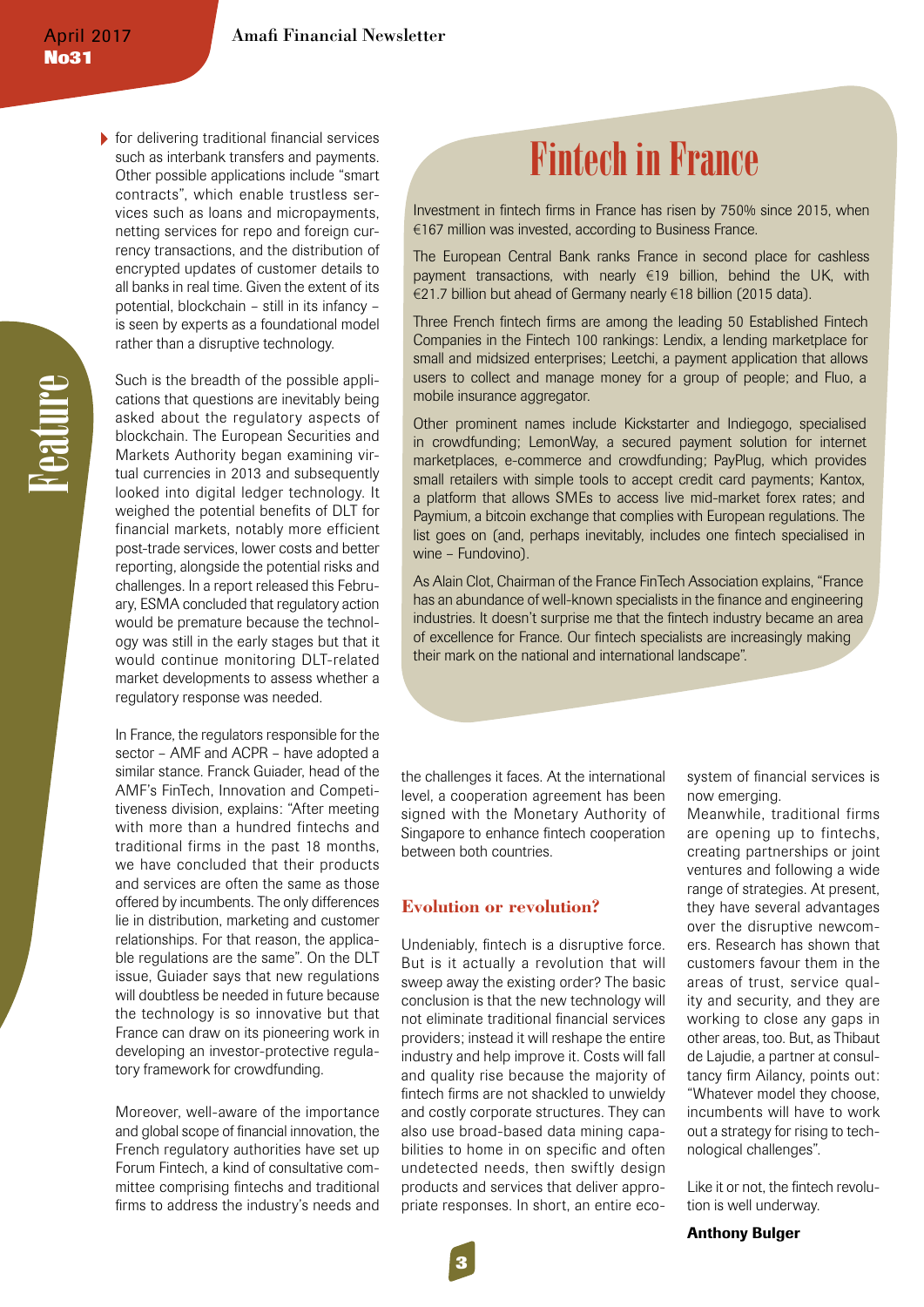for delivering traditional financial services such as interbank transfers and payments. Other possible applications include "smart contracts", which enable trustless services such as loans and micropayments, netting services for repo and foreign currency transactions, and the distribution of encrypted updates of customer details to all banks in real time. Given the extent of its potential, blockchain – still in its infancy – is seen by experts as a foundational model rather than a disruptive technology.

Such is the breadth of the possible applications that questions are inevitably being asked about the regulatory aspects of blockchain. The European Securities and Markets Authority began examining virtual currencies in 2013 and subsequently looked into digital ledger technology. It weighed the potential benefits of DLT for financial markets, notably more efficient post-trade services, lower costs and better reporting, alongside the potential risks and challenges. In a report released this February, ESMA concluded that regulatory action would be premature because the technology was still in the early stages but that it would continue monitoring DLT-related market developments to assess whether a regulatory response was needed.

In France, the regulators responsible for the sector – AMF and ACPR – have adopted a similar stance. Franck Guiader, head of the AMF's FinTech, Innovation and Competitiveness division, explains: "After meeting with more than a hundred fintechs and traditional firms in the past 18 months, we have concluded that their products and services are often the same as those offered by incumbents. The only differences lie in distribution, marketing and customer relationships. For that reason, the applicable regulations are the same". On the DLT issue, Guiader says that new regulations will doubtless be needed in future because the technology is so innovative but that France can draw on its pioneering work in developing an investor-protective regulatory framework for crowdfunding.

Moreover, well-aware of the importance and global scope of financial innovation, the French regulatory authorities have set up Forum Fintech, a kind of consultative committee comprising fintechs and traditional firms to address the industry's needs and the challenges it faces. At the international level, a cooperation agreement has been signed with the Monetary Authority of Singapore to enhance fintech cooperation between both countries.

## Fintech in France

Investment in fintech firms in France has risen by 750% since 2015, when €167 million was invested, according to Business France.

The European Central Bank ranks France in second place for cashless payment transactions, with nearly €19 billion, behind the UK, with €21.7 billion but ahead of Germany nearly €18 billion (2015 data).

Three French fintech firms are among the leading 50 Established Fintech Companies in the Fintech 100 rankings: Lendix, a lending marketplace for small and midsized enterprises; Leetchi, a payment application that allows users to collect and manage money for a group of people; and Fluo, a mobile insurance aggregator.

Other prominent names include Kickstarter and Indiegogo, specialised in crowdfunding; LemonWay, a secured payment solution for internet marketplaces, e-commerce and crowdfunding; PayPlug, which provides small retailers with simple tools to accept credit card payments; Kantox, a platform that allows SMEs to access live mid-market forex rates; and Paymium, a bitcoin exchange that complies with European regulations. The list goes on (and, perhaps inevitably, includes one fintech specialised in wine – Fundovino).

As Alain Clot, Chairman of the France FinTech Association explains, "France has an abundance of well-known specialists in the finance and engineering industries. It doesn't surprise me that the fintech industry became an area of excellence for France. Our fintech specialists are increasingly making their mark on the national and international landscape".

### Evolution or revolution?

Undeniably, fintech is a disruptive force. But is it actually a revolution that will sweep away the existing order? The basic conclusion is that the new technology will not eliminate traditional financial services providers; instead it will reshape the entire industry and help improve it. Costs will fall and quality rise because the majority of fintech firms are not shackled to unwieldy and costly corporate structures. They can also use broad-based data mining capabilities to home in on specific and often undetected needs, then swiftly design products and services that deliver appropriate responses. In short, an entire ecosystem of financial services is now emerging.

Meanwhile, traditional firms are opening up to fintechs, creating partnerships or joint ventures and following a wide range of strategies. At present, they have several advantages over the disruptive newcomers. Research has shown that customers favour them in the areas of trust, service quality and security, and they are working to close any gaps in other areas, too. But, as Thibaut de Lajudie, a partner at consultancy firm Ailancy, points out: "Whatever model they choose, incumbents will have to work out a strategy for rising to technological challenges".

Like it or not, the fintech revolution is well underway.

**Anthony Bulger**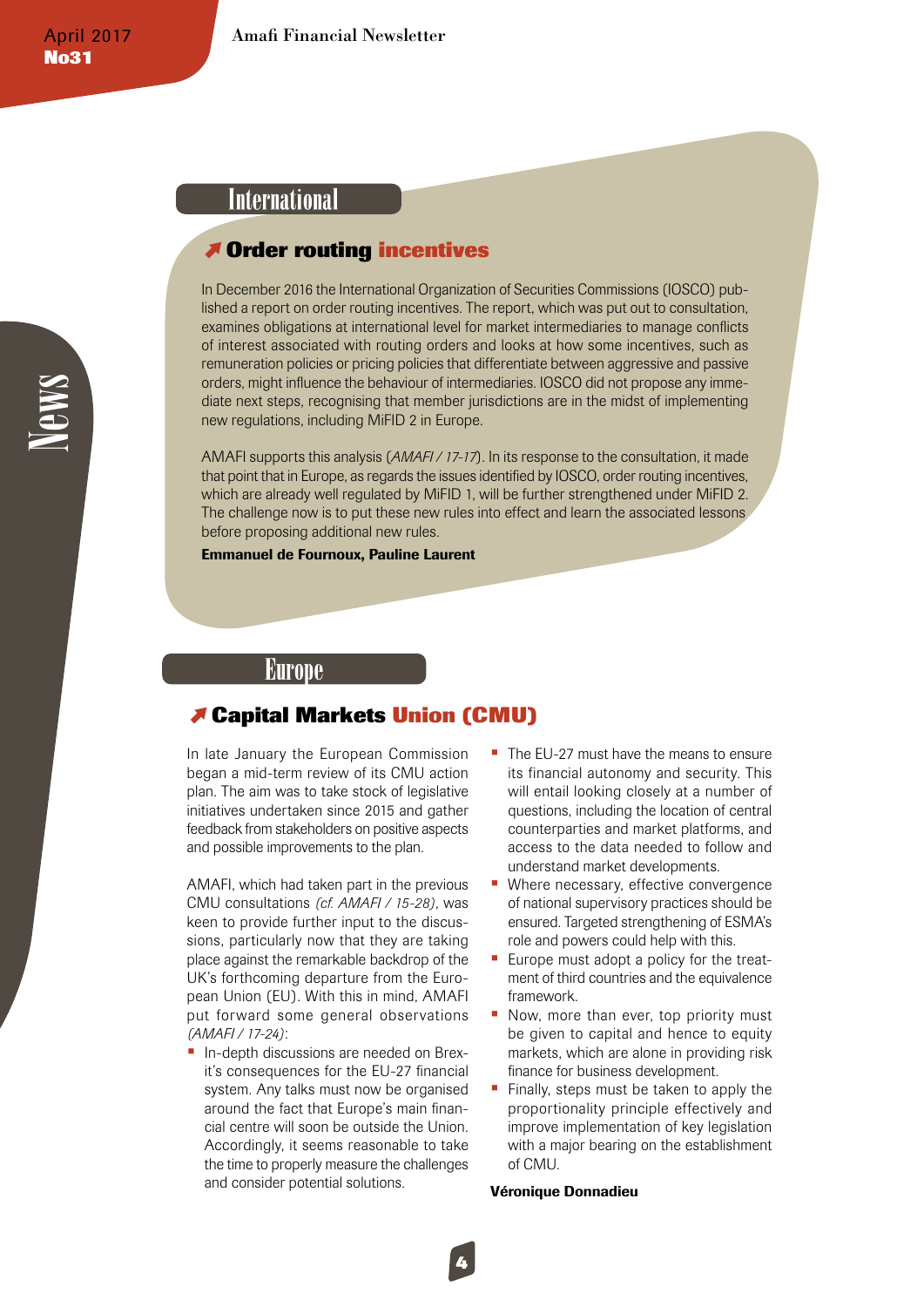## International

### Order routing incentives

In December 2016 the International Organization of Securities Commissions (IOSCO) published a report on order routing incentives. The report, which was put out to consultation, examines obligations at international level for market intermediaries to manage conflicts of interest associated with routing orders and looks at how some incentives, such as remuneration policies or pricing policies that differentiate between aggressive and passive orders, might influence the behaviour of intermediaries. IOSCO did not propose any immediate next steps, recognising that member jurisdictions are in the midst of implementing new regulations, including MiFID 2 in Europe.

AMAFI supports this analysis (*AMAFI / 17-17*). In its response to the consultation, it made that point that in Europe, as regards the issues identified by IOSCO, order routing incentives, which are already well regulated by MiFID 1, will be further strengthened under MiFID 2. The challenge now is to put these new rules into effect and learn the associated lessons before proposing additional new rules.

**Emmanuel de Fournoux, Pauline Laurent**

## Europe

### Capital Markets Union (CMU)

In late January the European Commission began a mid-term review of its CMU action plan. The aim was to take stock of legislative initiatives undertaken since 2015 and gather feedback from stakeholders on positive aspects and possible improvements to the plan.

AMAFI, which had taken part in the previous CMU consultations *(cf. AMAFI / 15-28)*, was keen to provide further input to the discussions, particularly now that they are taking place against the remarkable backdrop of the UK's forthcoming departure from the European Union (EU). With this in mind, AMAFI put forward some general observations *(AMAFI / 17-24)*:

- In-depth discussions are needed on Brexit's consequences for the EU-27 financial system. Any talks must now be organised around the fact that Europe's main financial centre will soon be outside the Union. Accordingly, it seems reasonable to take the time to properly measure the challenges and consider potential solutions.
- The EU-27 must have the means to ensure its financial autonomy and security. This will entail looking closely at a number of questions, including the location of central counterparties and market platforms, and access to the data needed to follow and understand market developments.
- Where necessary, effective convergence of national supervisory practices should be ensured. Targeted strengthening of ESMA's role and powers could help with this.
- Europe must adopt a policy for the treatment of third countries and the equivalence framework.
- Now, more than ever, top priority must be given to capital and hence to equity markets, which are alone in providing risk finance for business development.
- Finally, steps must be taken to apply the proportionality principle effectively and improve implementation of key legislation with a major bearing on the establishment of CMU.

**Véronique Donnadieu**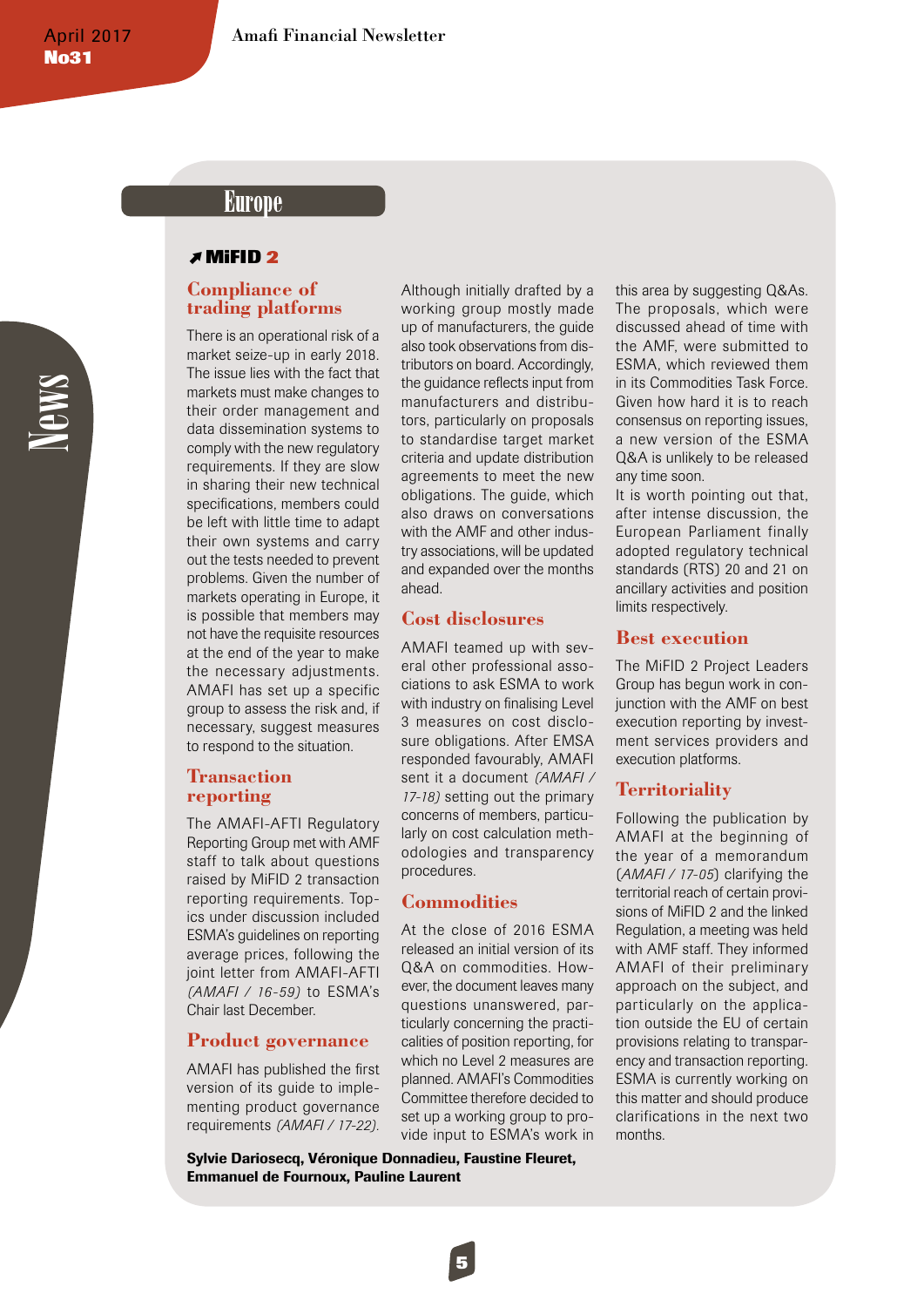# Europe

## MiFID 2

### Compliance of trading platforms

There is an operational risk of a market seize-up in early 2018. The issue lies with the fact that markets must make changes to their order management and data dissemination systems to comply with the new regulatory requirements. If they are slow in sharing their new technical specifications, members could be left with little time to adapt their own systems and carry out the tests needed to prevent problems. Given the number of markets operating in Europe, it is possible that members may not have the requisite resources at the end of the year to make the necessary adjustments. AMAFI has set up a specific group to assess the risk and, if necessary, suggest measures to respond to the situation.

### Transaction reporting

The AMAFI-AFTI Regulatory Reporting Group met with AMF staff to talk about questions raised by MiFID 2 transaction reporting requirements. Topics under discussion included ESMA's guidelines on reporting average prices, following the joint letter from AMAFI-AFTI *(AMAFI / 16-59)* to ESMA's Chair last December.

### Product governance

AMAFI has published the first version of its guide to implementing product governance requirements *(AMAFI / 17-22)*. Although initially drafted by a working group mostly made up of manufacturers, the guide also took observations from distributors on board. Accordingly, the guidance reflects input from manufacturers and distributors, particularly on proposals to standardise target market criteria and update distribution agreements to meet the new obligations. The guide, which also draws on conversations with the AMF and other industry associations, will be updated and expanded over the months ahead.

### Cost disclosures

AMAFI teamed up with several other professional associations to ask ESMA to work with industry on finalising Level 3 measures on cost disclosure obligations. After EMSA responded favourably, AMAFI sent it a document *(AMAFI / 17-18)* setting out the primary concerns of members, particularly on cost calculation methodologies and transparency procedures.

### Commodities

At the close of 2016 ESMA released an initial version of its Q&A on commodities. However, the document leaves many questions unanswered, particularly concerning the practicalities of position reporting, for which no Level 2 measures are planned. AMAFI's Commodities Committee therefore decided to set up a working group to provide input to ESMA's work in this area by suggesting Q&As. The proposals, which were discussed ahead of time with the AMF, were submitted to ESMA, which reviewed them in its Commodities Task Force. Given how hard it is to reach consensus on reporting issues, a new version of the ESMA Q&A is unlikely to be released any time soon.

It is worth pointing out that, after intense discussion, the European Parliament finally adopted regulatory technical standards (RTS) 20 and 21 on ancillary activities and position limits respectively.

### Best execution

The MiFID 2 Project Leaders Group has begun work in conjunction with the AMF on best execution reporting by investment services providers and execution platforms.

### Territoriality

Following the publication by AMAFI at the beginning of the year of a memorandum (*AMAFI / 17-05*) clarifying the territorial reach of certain provisions of MiFID 2 and the linked Regulation, a meeting was held with AMF staff. They informed AMAFI of their preliminary approach on the subject, and particularly on the application outside the EU of certain provisions relating to transparency and transaction reporting. ESMA is currently working on this matter and should produce clarifications in the next two months.

**Sylvie Dariosecq, Véronique Donnadieu, Faustine Fleuret, Emmanuel de Fournoux, Pauline Laurent**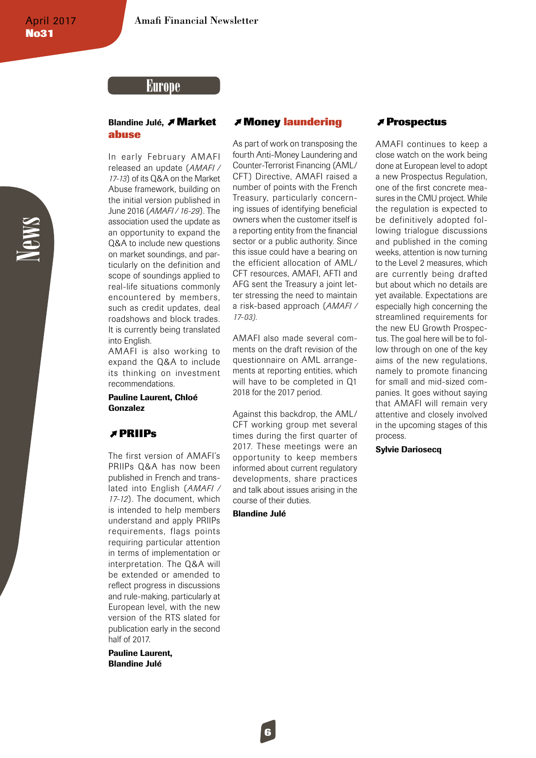## Europe

### ➚ Market abuse

In early February AMAFI released an update (*AMAFI / 17-13*) of its Q&A on the Market Abuse framework, building on the initial version published in June 2016 (*AMAFI / 16-29*). The association used the update as an opportunity to expand the Q&A to include new questions on market soundings, and particularly on the definition and scope of soundings applied to real-life situations commonly encountered by members, such as credit updates, deal roadshows and block trades. It is currently being translated into English.

AMAFI is also working to expand the Q&A to include its thinking on investment recommendations.

**Pauline Laurent, Chloé Gonzalez**

### ➚ PRIIPs

The first version of AMAFI's PRIIPs Q&A has now been published in French and translated into English (*AMAFI / 17-12*). The document, which is intended to help members understand and apply PRIIPs requirements, flags points requiring particular attention in terms of implementation or interpretation. The Q&A will be extended or amended to reflect progress in discussions and rule-making, particularly at European level, with the new version of the RTS slated for publication early in the second half of 2017.

**Pauline Laurent, Blandine Julé**

### ➚ Money laundering

As part of work on transposing the fourth Anti-Money Laundering and Counter-Terrorist Financing (AML/CFT) Directive, AMAFI raised a number of points with the French Treasury, particularly concerning issues of identifying beneficial owners when the customer itself is a reporting entity from the financial sector or a public authority. Since this issue could have a bearing on the efficient allocation of AML/CFT resources, AMAFI, AFTI and AFG sent the Treasury a joint letter stressing the need to maintain a risk-based approach (*AMAFI / 17-03).*

AMAFI also made several comments on the draft revision of the questionnaire on AML arrangements at reporting entities, which will have to be completed in Q1 2018 for the 2017 period.

Against this backdrop, the AML/CFT working group met several times during the first quarter of 2017. These meetings were an opportunity to keep members informed about current regulatory developments, share practices and talk about issues arising in the course of their duties.

**Blandine Julé**

### ➚ Prospectus

AMAFI continues to keep a close watch on the work being done at European level to adopt a new Prospectus Regulation, one of the first concrete measures in the CMU project. While the regulation is expected to be definitively adopted following trialogue discussions and published in the coming weeks, attention is now turning to the Level 2 measures, which are currently being drafted but about which no details are yet available. Expectations are especially high concerning the streamlined requirements for the new EU Growth Prospectus. The goal here will be to follow through on one of the key aims of the new regulations, namely to promote financing for small and mid-sized companies. It goes without saying that AMAFI will remain very attentive and closely involved in the upcoming stages of this process.

**Sylvie Dariosecq**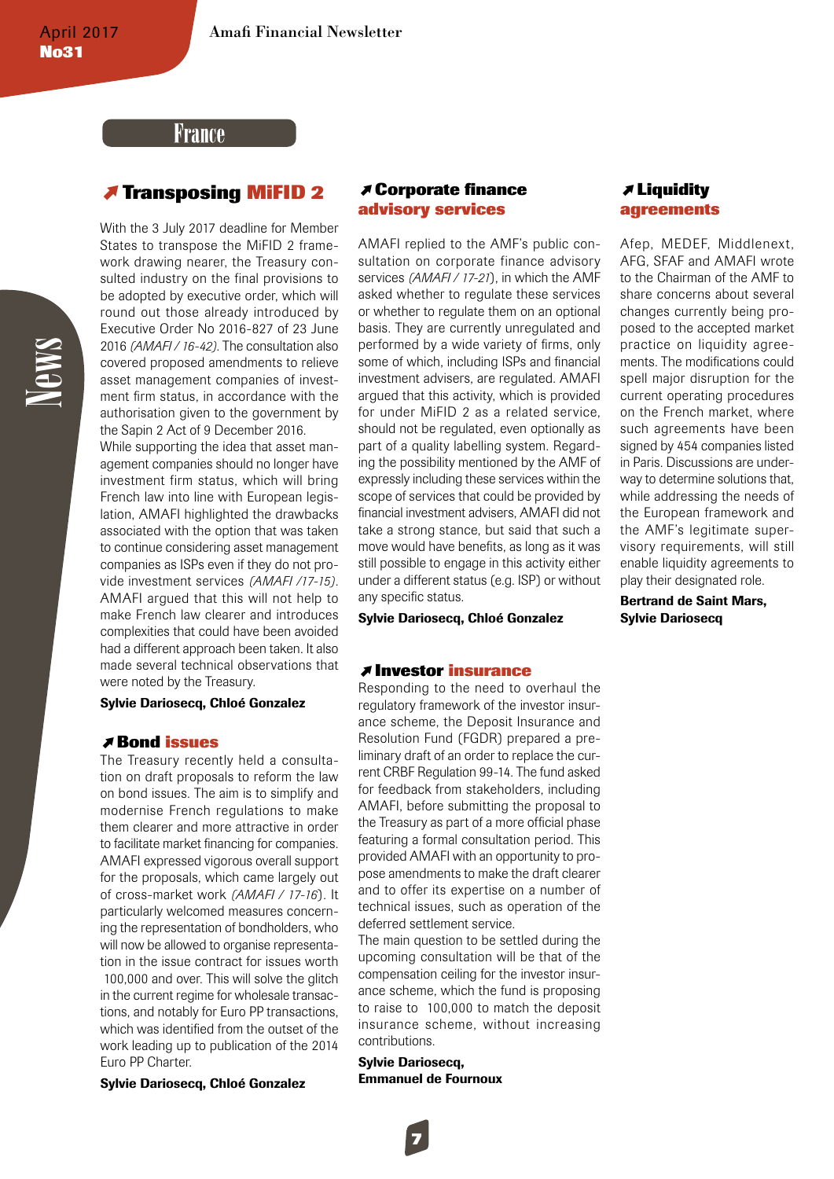## France

### Transposing MiFID 2

With the 3 July 2017 deadline for Member States to transpose the MiFID 2 framework drawing nearer, the Treasury consulted industry on the final provisions to be adopted by executive order, which will round out those already introduced by Executive Order No 2016-827 of 23 June 2016 *(AMAFI / 16-42)*. The consultation also covered proposed amendments to relieve asset management companies of investment firm status, in accordance with the authorisation given to the government by the Sapin 2 Act of 9 December 2016.

While supporting the idea that asset management companies should no longer have investment firm status, which will bring French law into line with European legislation, AMAFI highlighted the drawbacks associated with the option that was taken to continue considering asset management companies as ISPs even if they do not provide investment services *(AMAFI /17-15)*. AMAFI argued that this will not help to make French law clearer and introduces complexities that could have been avoided had a different approach been taken. It also made several technical observations that were noted by the Treasury.

**Sylvie Dariosecq, Chloé Gonzalez**

### Bond issues

The Treasury recently held a consultation on draft proposals to reform the law on bond issues. The aim is to simplify and modernise French regulations to make them clearer and more attractive in order to facilitate market financing for companies. AMAFI expressed vigorous overall support for the proposals, which came largely out of cross-market work *(AMAFI / 17-16)*. It particularly welcomed measures concerning the representation of bondholders, who will now be allowed to organise representation in the issue contract for issues worth 100,000 and over. This will solve the glitch in the current regime for wholesale transactions, and notably for Euro PP transactions, which was identified from the outset of the work leading up to publication of the 2014 Euro PP Charter.

**Sylvie Dariosecq, Chloé Gonzalez**

### Corporate finance advisory services

AMAFI replied to the AMF's public consultation on corporate finance advisory services *(AMAFI / 17-21)*, in which the AMF asked whether to regulate these services or whether to regulate them on an optional basis. They are currently unregulated and performed by a wide variety of firms, only some of which, including ISPs and financial investment advisers, are regulated. AMAFI argued that this activity, which is provided for under MiFID 2 as a related service, should not be regulated, even optionally as part of a quality labelling system. Regarding the possibility mentioned by the AMF of expressly including these services within the scope of services that could be provided by financial investment advisers, AMAFI did not take a strong stance, but said that such a move would have benefits, as long as it was still possible to engage in this activity either under a different status (e.g. ISP) or without any specific status.

**Sylvie Dariosecq, Chloé Gonzalez**

### Investor insurance

Responding to the need to overhaul the regulatory framework of the investor insurance scheme, the Deposit Insurance and Resolution Fund (FGDR) prepared a preliminary draft of an order to replace the current CRBF Regulation 99-14. The fund asked for feedback from stakeholders, including AMAFI, before submitting the proposal to the Treasury as part of a more official phase featuring a formal consultation period. This provided AMAFI with an opportunity to propose amendments to make the draft clearer and to offer its expertise on a number of technical issues, such as operation of the deferred settlement service.

The main question to be settled during the upcoming consultation will be that of the compensation ceiling for the investor insurance scheme, which the fund is proposing to raise to 100,000 to match the deposit insurance scheme, without increasing contributions.

**Sylvie Dariosecq, Emmanuel de Fournoux**

### Liquidity agreements

Afep, MEDEF, Middlenext, AFG, SFAF and AMAFI wrote to the Chairman of the AMF to share concerns about several changes currently being proposed to the accepted market practice on liquidity agreements. The modifications could spell major disruption for the current operating procedures on the French market, where such agreements have been signed by 454 companies listed in Paris. Discussions are underway to determine solutions that, while addressing the needs of the European framework and the AMF's legitimate supervisory requirements, will still enable liquidity agreements to play their designated role.

**Bertrand de Saint Mars, Sylvie Dariosecq**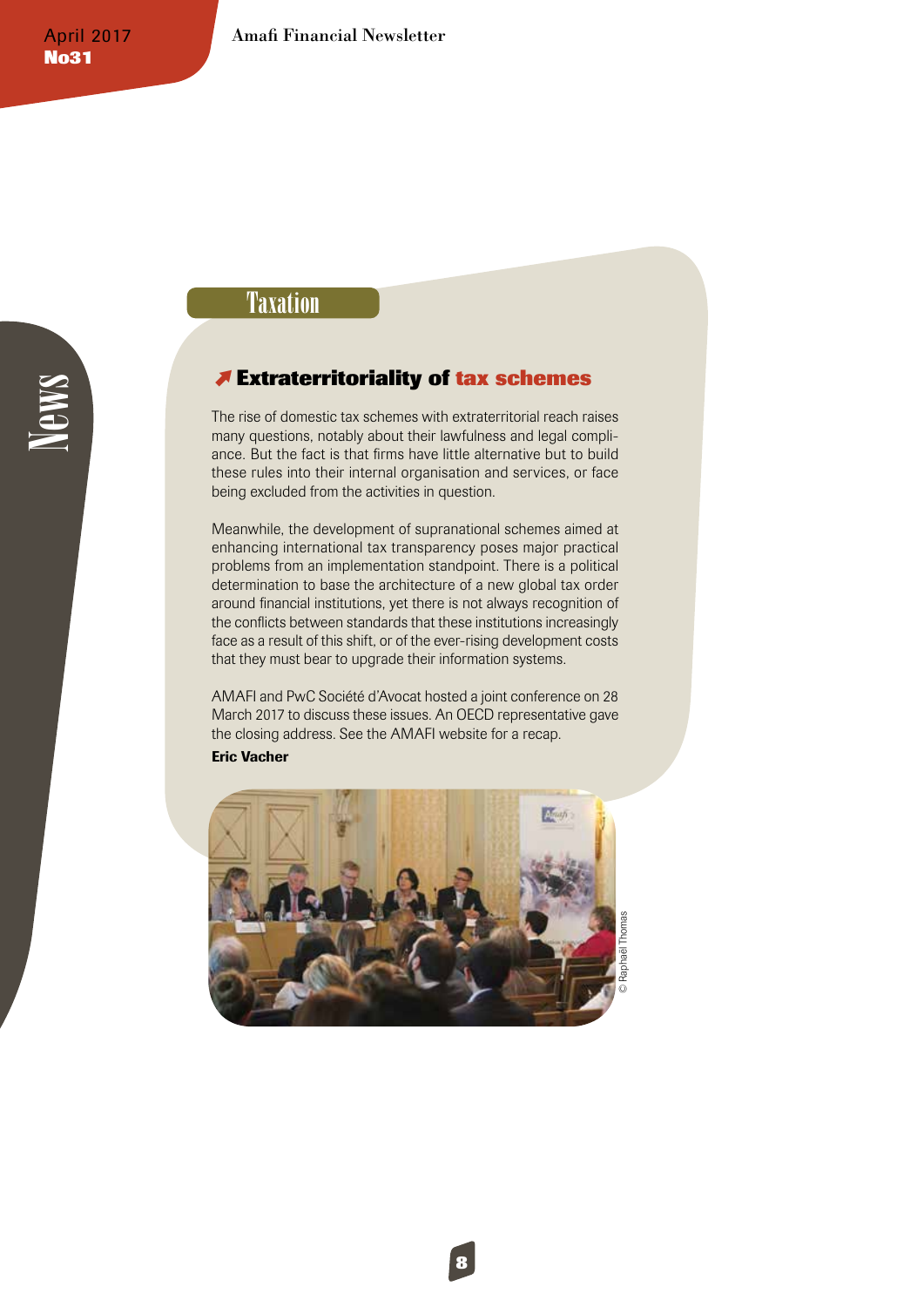## Taxation

### Extraterritoriality of tax schemes

The rise of domestic tax schemes with extraterritorial reach raises many questions, notably about their lawfulness and legal compliance. But the fact is that firms have little alternative but to build these rules into their internal organisation and services, or face being excluded from the activities in question.

Meanwhile, the development of supranational schemes aimed at enhancing international tax transparency poses major practical problems from an implementation standpoint. There is a political determination to base the architecture of a new global tax order around financial institutions, yet there is not always recognition of the conflicts between standards that these institutions increasingly face as a result of this shift, or of the ever-rising development costs that they must bear to upgrade their information systems.

AMAFI and PwC Société d'Avocat hosted a joint conference on 28 March 2017 to discuss these issues. An OECD representative gave the closing address. See the AMAFI website for a recap.

**Eric Vacher**

© Raphaël Thomas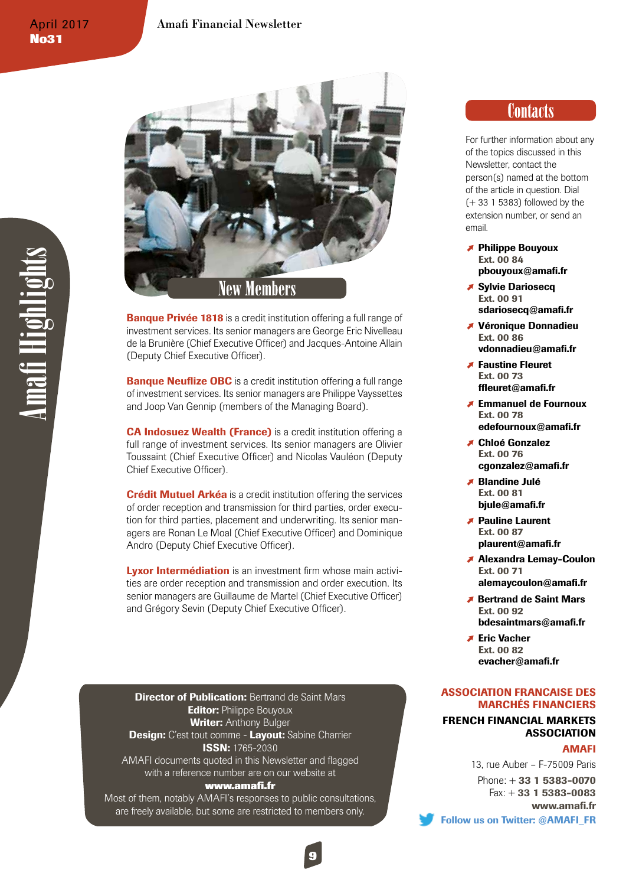# Amafi Highlights

## New Members

**Banque Privée 1818** is a credit institution offering a full range of investment services. Its senior managers are George Eric Nivelleau de la Brunière (Chief Executive Officer) and Jacques-Antoine Allain (Deputy Chief Executive Officer).

**Banque Neuflize OBC** is a credit institution offering a full range of investment services. Its senior managers are Philippe Vayssettes and Joop Van Gennip (members of the Managing Board).

**CA Indosuez Wealth (France)** is a credit institution offering a full range of investment services. Its senior managers are Olivier Toussaint (Chief Executive Officer) and Nicolas Vauléon (Deputy Chief Executive Officer).

**Crédit Mutuel Arkéa** is a credit institution offering the services of order reception and transmission for third parties, order execution for third parties, placement and underwriting. Its senior managers are Ronan Le Moal (Chief Executive Officer) and Dominique Andro (Deputy Chief Executive Officer).

**Lyxor Intermédiation** is an investment firm whose main activities are order reception and transmission and order execution. Its senior managers are Guillaume de Martel (Chief Executive Officer) and Grégory Sevin (Deputy Chief Executive Officer).

**Director of Publication:** Bertrand de Saint Mars
**Editor:** Philippe Bouyoux
**Writer:** Anthony Bulger
**Design:** C'est tout comme - **Layout:** Sabine Charrier
**ISSN:** 1765-2030
AMAFI documents quoted in this Newsletter and flagged with a reference number are on our website at
**www.amafi.fr**
Most of them, notably AMAFI's responses to public consultations, are freely available, but some are restricted to members only.

## Contacts

For further information about any of the topics discussed in this Newsletter, contact the person(s) named at the bottom of the article in question. Dial (+ 33 1 5383) followed by the extension number, or send an email.

- **Philippe Bouyoux**
  **Ext. 00 84**
  **pbouyoux@amafi.fr**
- **Sylvie Dariosecq**
  **Ext. 00 91**
  **sdariosecq@amafi.fr**
- **Véronique Donnadieu**
  **Ext. 00 86**
  **vdonnadieu@amafi.fr**
- **Faustine Fleuret**
  **Ext. 00 73**
  **ffleuret@amafi.fr**
- **Emmanuel de Fournoux**
  **Ext. 00 78**
  **edefournoux@amafi.fr**
- **Chloé Gonzalez**
  **Ext. 00 76**
  **cgonzalez@amafi.fr**
- **Blandine Julé**
  **Ext. 00 81**
  **bjule@amafi.fr**
- **Pauline Laurent**
  **Ext. 00 87**
  **plaurent@amafi.fr**
- **Alexandra Lemay-Coulon**
  **Ext. 00 71**
  **alemaycoulon@amafi.fr**
- **Bertrand de Saint Mars**
  **Ext. 00 92**
  **bdesaintmars@amafi.fr**
- **Eric Vacher**
  **Ext. 00 82**
  **evacher@amafi.fr**

**ASSOCIATION FRANCAISE DES MARCHÉS FINANCIERS**

**FRENCH FINANCIAL MARKETS ASSOCIATION**

**AMAFI**

13, rue Auber – F-75009 Paris
Phone: + **33 1 5383-0070**
Fax: + **33 1 5383-0083**
**www.amafi.fr**
**Follow us on Twitter: @AMAFI_FR**